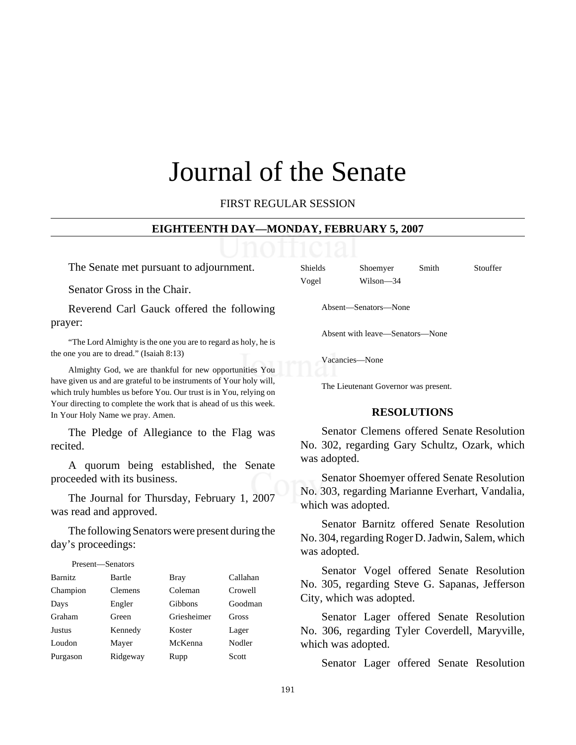# Journal of the Senate

FIRST REGULAR SESSION

## EIGHTEENTH DAY—MONDAY, FEBRUARY 5, 2007

The Senate met pursuant to adjournment.

Senator Gross in the Chair.

Reverend Carl Gauck offered the following prayer:

"The Lord Almighty is the one you are to regard as holy, he is the one you are to dread." (Isaiah 8:13)

Almighty God, we are thankful for new opportunities You have given us and are grateful to be instruments of Your holy will, which truly humbles us before You. Our trust is in You, relying on Your directing to complete the work that is ahead of us this week. In Your Holy Name we pray. Amen.

The Pledge of Allegiance to the Flag was recited.

A quorum being established, the Senate proceeded with its business.

The Journal for Thursday, February 1, 2007 was read and approved.

The following Senators were present during the day's proceedings:

Present—Senators

| | | | |
|---|---|---|---|
| Barnitz | Bartle | Bray | Callahan |
| Champion | Clemens | Coleman | Crowell |
| Days | Engler | Gibbons | Goodman |
| Graham | Green | Griesheimer | Gross |
| Justus | Kennedy | Koster | Lager |
| Loudon | Mayer | McKenna | Nodler |
| Purgason | Ridgeway | Rupp | Scott |
| Shields | Shoemyer | Smith | Stouffer |
| Vogel | Wilson—34 | | |

Absent—Senators—None

Absent with leave—Senators—None

Vacancies—None

The Lieutenant Governor was present.

## RESOLUTIONS

Senator Clemens offered Senate Resolution No. 302, regarding Gary Schultz, Ozark, which was adopted.

Senator Shoemyer offered Senate Resolution No. 303, regarding Marianne Everhart, Vandalia, which was adopted.

Senator Barnitz offered Senate Resolution No. 304, regarding Roger D. Jadwin, Salem, which was adopted.

Senator Vogel offered Senate Resolution No. 305, regarding Steve G. Sapanas, Jefferson City, which was adopted.

Senator Lager offered Senate Resolution No. 306, regarding Tyler Coverdell, Maryville, which was adopted.

Senator Lager offered Senate Resolution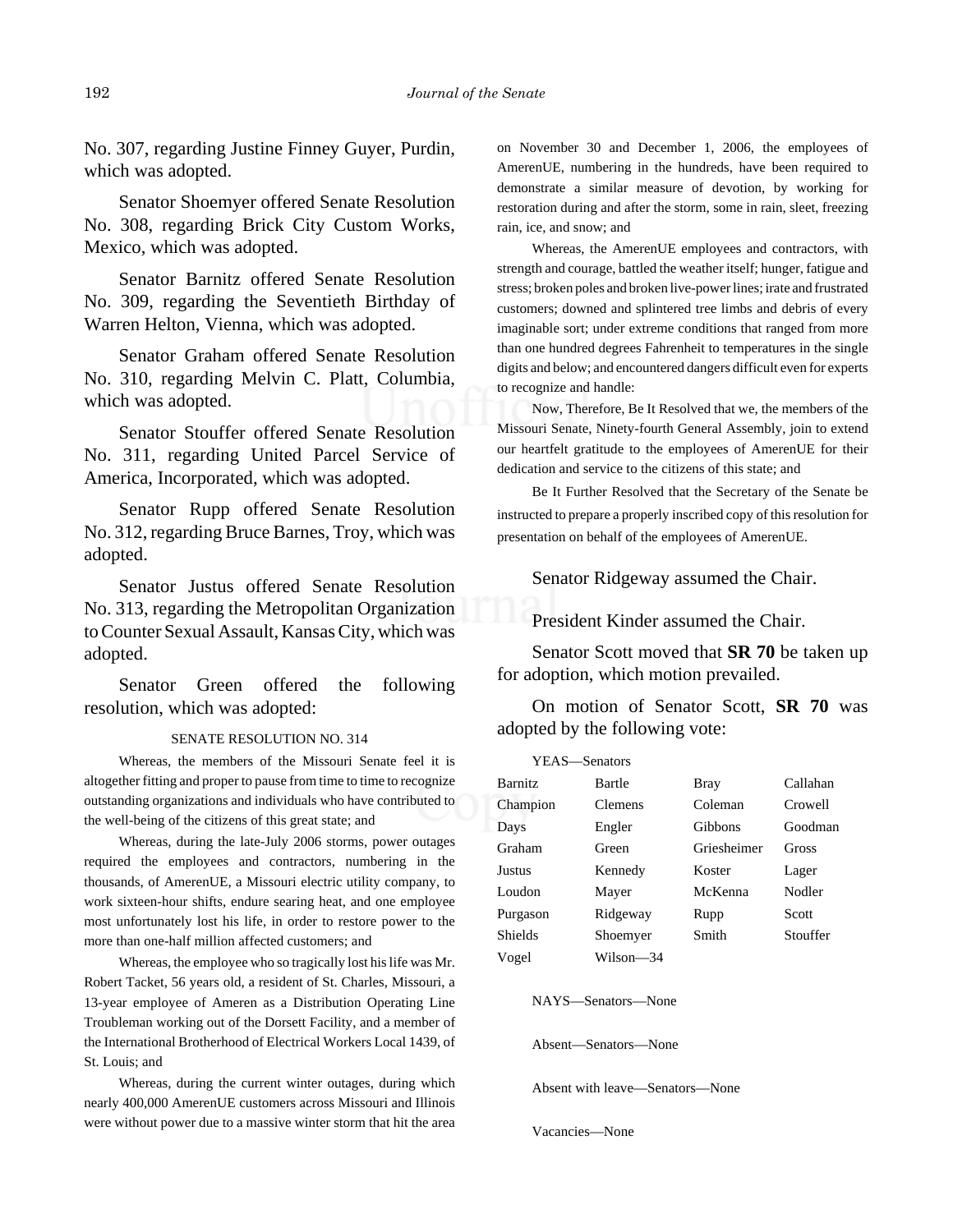No. 307, regarding Justine Finney Guyer, Purdin, which was adopted.

Senator Shoemyer offered Senate Resolution No. 308, regarding Brick City Custom Works, Mexico, which was adopted.

Senator Barnitz offered Senate Resolution No. 309, regarding the Seventieth Birthday of Warren Helton, Vienna, which was adopted.

Senator Graham offered Senate Resolution No. 310, regarding Melvin C. Platt, Columbia, which was adopted.

Senator Stouffer offered Senate Resolution No. 311, regarding United Parcel Service of America, Incorporated, which was adopted.

Senator Rupp offered Senate Resolution No. 312, regarding Bruce Barnes, Troy, which was adopted.

Senator Justus offered Senate Resolution No. 313, regarding the Metropolitan Organization to Counter Sexual Assault, Kansas City, which was adopted.

Senator Green offered the following resolution, which was adopted:

SENATE RESOLUTION NO. 314

Whereas, the members of the Missouri Senate feel it is altogether fitting and proper to pause from time to time to recognize outstanding organizations and individuals who have contributed to the well-being of the citizens of this great state; and

Whereas, during the late-July 2006 storms, power outages required the employees and contractors, numbering in the thousands, of AmerenUE, a Missouri electric utility company, to work sixteen-hour shifts, endure searing heat, and one employee most unfortunately lost his life, in order to restore power to the more than one-half million affected customers; and

Whereas, the employee who so tragically lost his life was Mr. Robert Tacket, 56 years old, a resident of St. Charles, Missouri, a 13-year employee of Ameren as a Distribution Operating Line Troubleman working out of the Dorsett Facility, and a member of the International Brotherhood of Electrical Workers Local 1439, of St. Louis; and

Whereas, during the current winter outages, during which nearly 400,000 AmerenUE customers across Missouri and Illinois were without power due to a massive winter storm that hit the area on November 30 and December 1, 2006, the employees of AmerenUE, numbering in the hundreds, have been required to demonstrate a similar measure of devotion, by working for restoration during and after the storm, some in rain, sleet, freezing rain, ice, and snow; and

Whereas, the AmerenUE employees and contractors, with strength and courage, battled the weather itself; hunger, fatigue and stress; broken poles and broken live-power lines; irate and frustrated customers; downed and splintered tree limbs and debris of every imaginable sort; under extreme conditions that ranged from more than one hundred degrees Fahrenheit to temperatures in the single digits and below; and encountered dangers difficult even for experts to recognize and handle:

Now, Therefore, Be It Resolved that we, the members of the Missouri Senate, Ninety-fourth General Assembly, join to extend our heartfelt gratitude to the employees of AmerenUE for their dedication and service to the citizens of this state; and

Be It Further Resolved that the Secretary of the Senate be instructed to prepare a properly inscribed copy of this resolution for presentation on behalf of the employees of AmerenUE.

Senator Ridgeway assumed the Chair.

President Kinder assumed the Chair.

Senator Scott moved that **SR 70** be taken up for adoption, which motion prevailed.

On motion of Senator Scott, **SR 70** was adopted by the following vote:

YEAS—Senators

| | | | |
|---|---|---|---|
| Barnitz | Bartle | Bray | Callahan |
| Champion | Clemens | Coleman | Crowell |
| Days | Engler | Gibbons | Goodman |
| Graham | Green | Griesheimer | Gross |
| Justus | Kennedy | Koster | Lager |
| Loudon | Mayer | McKenna | Nodler |
| Purgason | Ridgeway | Rupp | Scott |
| Shields | Shoemyer | Smith | Stouffer |
| Vogel | Wilson—34 | | |

NAYS—Senators—None

Absent—Senators—None

Absent with leave—Senators—None

Vacancies—None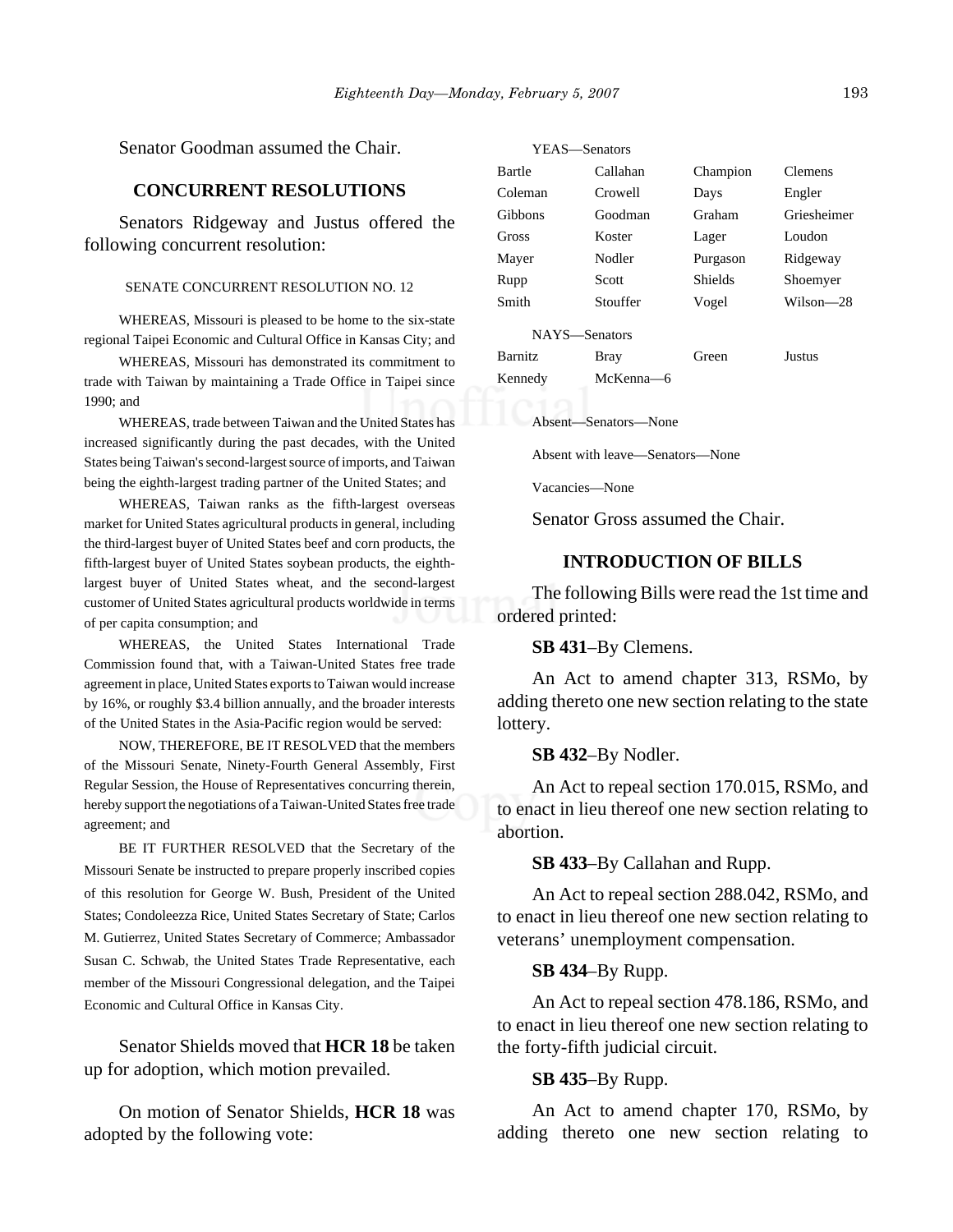Senator Goodman assumed the Chair.

## CONCURRENT RESOLUTIONS

Senators Ridgeway and Justus offered the following concurrent resolution:

SENATE CONCURRENT RESOLUTION NO. 12

WHEREAS, Missouri is pleased to be home to the six-state regional Taipei Economic and Cultural Office in Kansas City; and

WHEREAS, Missouri has demonstrated its commitment to trade with Taiwan by maintaining a Trade Office in Taipei since 1990; and

WHEREAS, trade between Taiwan and the United States has increased significantly during the past decades, with the United States being Taiwan's second-largest source of imports, and Taiwan being the eighth-largest trading partner of the United States; and

WHEREAS, Taiwan ranks as the fifth-largest overseas market for United States agricultural products in general, including the third-largest buyer of United States beef and corn products, the fifth-largest buyer of United States soybean products, the eighth-largest buyer of United States wheat, and the second-largest customer of United States agricultural products worldwide in terms of per capita consumption; and

WHEREAS, the United States International Trade Commission found that, with a Taiwan-United States free trade agreement in place, United States exports to Taiwan would increase by 16%, or roughly $3.4 billion annually, and the broader interests of the United States in the Asia-Pacific region would be served:

NOW, THEREFORE, BE IT RESOLVED that the members of the Missouri Senate, Ninety-Fourth General Assembly, First Regular Session, the House of Representatives concurring therein, hereby support the negotiations of a Taiwan-United States free trade agreement; and

BE IT FURTHER RESOLVED that the Secretary of the Missouri Senate be instructed to prepare properly inscribed copies of this resolution for George W. Bush, President of the United States; Condoleezza Rice, United States Secretary of State; Carlos M. Gutierrez, United States Secretary of Commerce; Ambassador Susan C. Schwab, the United States Trade Representative, each member of the Missouri Congressional delegation, and the Taipei Economic and Cultural Office in Kansas City.

Senator Shields moved that **HCR 18** be taken up for adoption, which motion prevailed.

On motion of Senator Shields, **HCR 18** was adopted by the following vote:

YEAS—Senators

| | | | |
|---|---|---|---|
| Bartle | Callahan | Champion | Clemens |
| Coleman | Crowell | Days | Engler |
| Gibbons | Goodman | Graham | Griesheimer |
| Gross | Koster | Lager | Loudon |
| Mayer | Nodler | Purgason | Ridgeway |
| Rupp | Scott | Shields | Shoemyer |
| Smith | Stouffer | Vogel | Wilson—28 |

NAYS—Senators

| | | | |
|---|---|---|---|
| Barnitz | Bray | Green | Justus |
| Kennedy | McKenna—6 | | |

Absent—Senators—None

Absent with leave—Senators—None

Vacancies—None

Senator Gross assumed the Chair.

## INTRODUCTION OF BILLS

The following Bills were read the 1st time and ordered printed:

**SB 431**–By Clemens.

An Act to amend chapter 313, RSMo, by adding thereto one new section relating to the state lottery.

**SB 432**–By Nodler.

An Act to repeal section 170.015, RSMo, and to enact in lieu thereof one new section relating to abortion.

**SB 433**–By Callahan and Rupp.

An Act to repeal section 288.042, RSMo, and to enact in lieu thereof one new section relating to veterans' unemployment compensation.

**SB 434**–By Rupp.

An Act to repeal section 478.186, RSMo, and to enact in lieu thereof one new section relating to the forty-fifth judicial circuit.

**SB 435**–By Rupp.

An Act to amend chapter 170, RSMo, by adding thereto one new section relating to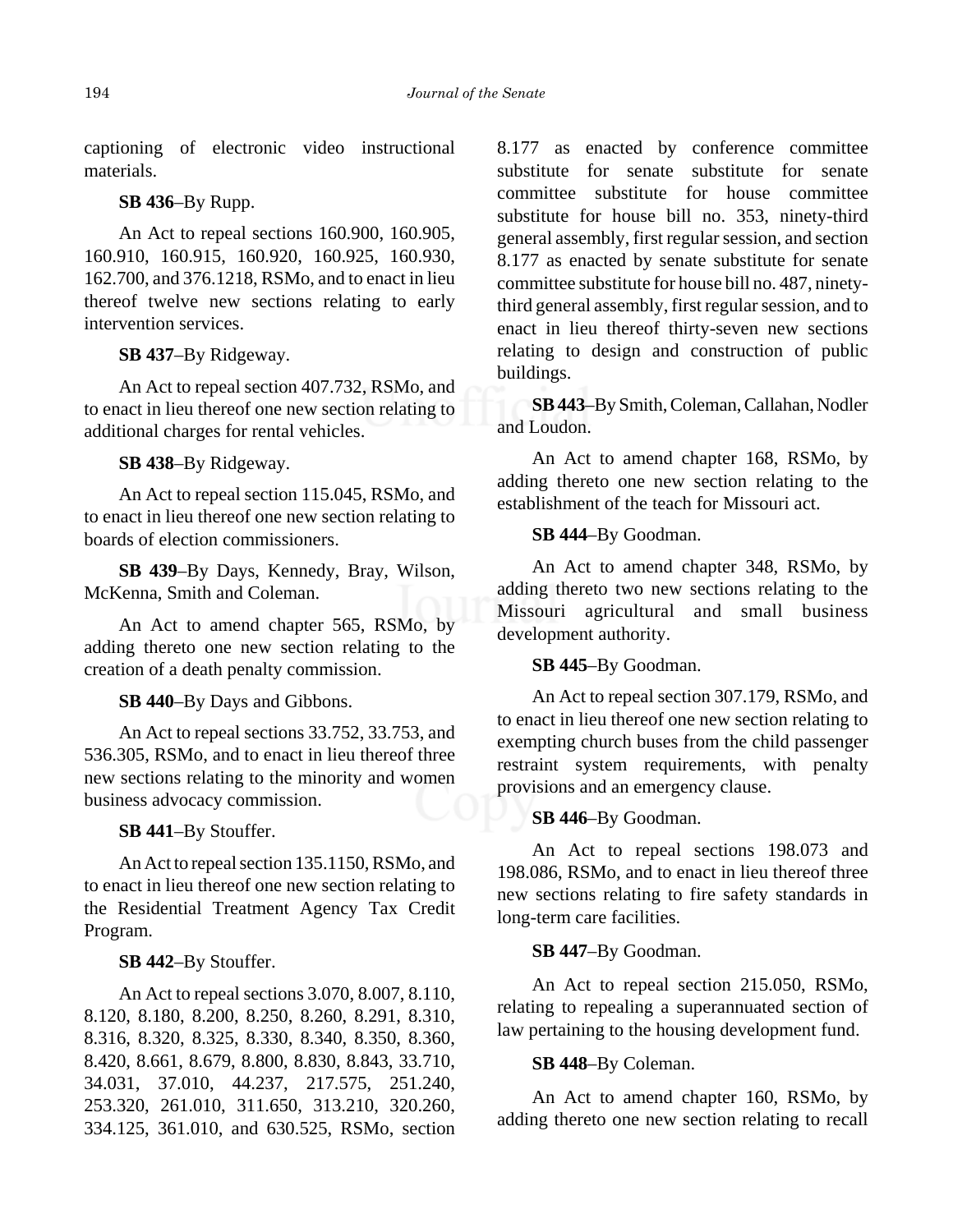captioning of electronic video instructional materials.

**SB 436**–By Rupp.

An Act to repeal sections 160.900, 160.905, 160.910, 160.915, 160.920, 160.925, 160.930, 162.700, and 376.1218, RSMo, and to enact in lieu thereof twelve new sections relating to early intervention services.

**SB 437**–By Ridgeway.

An Act to repeal section 407.732, RSMo, and to enact in lieu thereof one new section relating to additional charges for rental vehicles.

**SB 438**–By Ridgeway.

An Act to repeal section 115.045, RSMo, and to enact in lieu thereof one new section relating to boards of election commissioners.

**SB 439**–By Days, Kennedy, Bray, Wilson, McKenna, Smith and Coleman.

An Act to amend chapter 565, RSMo, by adding thereto one new section relating to the creation of a death penalty commission.

**SB 440**–By Days and Gibbons.

An Act to repeal sections 33.752, 33.753, and 536.305, RSMo, and to enact in lieu thereof three new sections relating to the minority and women business advocacy commission.

**SB 441**–By Stouffer.

An Act to repeal section 135.1150, RSMo, and to enact in lieu thereof one new section relating to the Residential Treatment Agency Tax Credit Program.

**SB 442**–By Stouffer.

An Act to repeal sections 3.070, 8.007, 8.110, 8.120, 8.180, 8.200, 8.250, 8.260, 8.291, 8.310, 8.316, 8.320, 8.325, 8.330, 8.340, 8.350, 8.360, 8.420, 8.661, 8.679, 8.800, 8.830, 8.843, 33.710, 34.031, 37.010, 44.237, 217.575, 251.240, 253.320, 261.010, 311.650, 313.210, 320.260, 334.125, 361.010, and 630.525, RSMo, section 8.177 as enacted by conference committee substitute for senate substitute for senate committee substitute for house committee substitute for house bill no. 353, ninety-third general assembly, first regular session, and section 8.177 as enacted by senate substitute for senate committee substitute for house bill no. 487, ninety-third general assembly, first regular session, and to enact in lieu thereof thirty-seven new sections relating to design and construction of public buildings.

**SB 443**–By Smith, Coleman, Callahan, Nodler and Loudon.

An Act to amend chapter 168, RSMo, by adding thereto one new section relating to the establishment of the teach for Missouri act.

**SB 444**–By Goodman.

An Act to amend chapter 348, RSMo, by adding thereto two new sections relating to the Missouri agricultural and small business development authority.

**SB 445**–By Goodman.

An Act to repeal section 307.179, RSMo, and to enact in lieu thereof one new section relating to exempting church buses from the child passenger restraint system requirements, with penalty provisions and an emergency clause.

**SB 446**–By Goodman.

An Act to repeal sections 198.073 and 198.086, RSMo, and to enact in lieu thereof three new sections relating to fire safety standards in long-term care facilities.

**SB 447**–By Goodman.

An Act to repeal section 215.050, RSMo, relating to repealing a superannuated section of law pertaining to the housing development fund.

**SB 448**–By Coleman.

An Act to amend chapter 160, RSMo, by adding thereto one new section relating to recall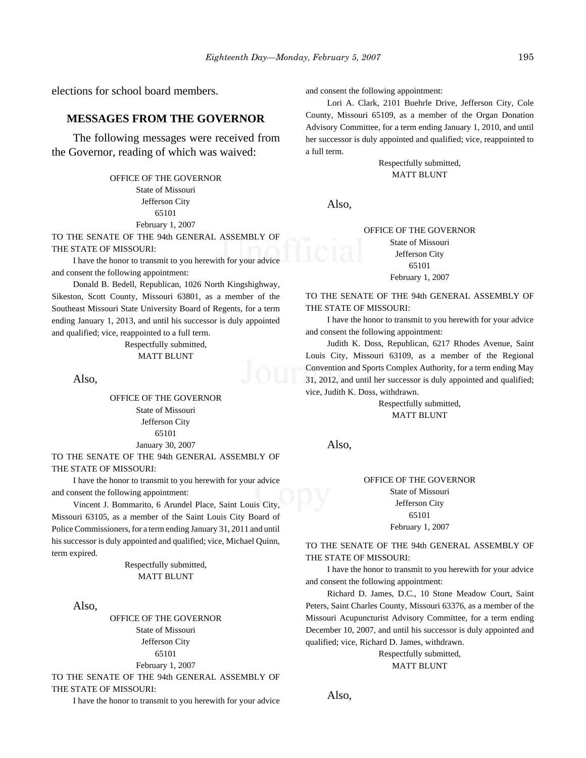elections for school board members.

## MESSAGES FROM THE GOVERNOR

The following messages were received from the Governor, reading of which was waived:

OFFICE OF THE GOVERNOR
State of Missouri
Jefferson City
65101
February 1, 2007

TO THE SENATE OF THE 94th GENERAL ASSEMBLY OF THE STATE OF MISSOURI:

I have the honor to transmit to you herewith for your advice and consent the following appointment:

Donald B. Bedell, Republican, 1026 North Kingshighway, Sikeston, Scott County, Missouri 63801, as a member of the Southeast Missouri State University Board of Regents, for a term ending January 1, 2013, and until his successor is duly appointed and qualified; vice, reappointed to a full term.

Respectfully submitted,
MATT BLUNT

Also,

OFFICE OF THE GOVERNOR
State of Missouri
Jefferson City
65101
January 30, 2007

TO THE SENATE OF THE 94th GENERAL ASSEMBLY OF THE STATE OF MISSOURI:

I have the honor to transmit to you herewith for your advice and consent the following appointment:

Vincent J. Bommarito, 6 Arundel Place, Saint Louis City, Missouri 63105, as a member of the Saint Louis City Board of Police Commissioners, for a term ending January 31, 2011 and until his successor is duly appointed and qualified; vice, Michael Quinn, term expired.

Respectfully submitted,
MATT BLUNT

Also,

OFFICE OF THE GOVERNOR
State of Missouri
Jefferson City
65101
February 1, 2007

TO THE SENATE OF THE 94th GENERAL ASSEMBLY OF THE STATE OF MISSOURI:

I have the honor to transmit to you herewith for your advice and consent the following appointment:

Lori A. Clark, 2101 Buehrle Drive, Jefferson City, Cole County, Missouri 65109, as a member of the Organ Donation Advisory Committee, for a term ending January 1, 2010, and until her successor is duly appointed and qualified; vice, reappointed to a full term.

Respectfully submitted,
MATT BLUNT

Also,

OFFICE OF THE GOVERNOR
State of Missouri
Jefferson City
65101
February 1, 2007

TO THE SENATE OF THE 94th GENERAL ASSEMBLY OF THE STATE OF MISSOURI:

I have the honor to transmit to you herewith for your advice and consent the following appointment:

Judith K. Doss, Republican, 6217 Rhodes Avenue, Saint Louis City, Missouri 63109, as a member of the Regional Convention and Sports Complex Authority, for a term ending May 31, 2012, and until her successor is duly appointed and qualified; vice, Judith K. Doss, withdrawn.

Respectfully submitted,
MATT BLUNT

Also,

OFFICE OF THE GOVERNOR
State of Missouri
Jefferson City
65101
February 1, 2007

TO THE SENATE OF THE 94th GENERAL ASSEMBLY OF THE STATE OF MISSOURI:

I have the honor to transmit to you herewith for your advice and consent the following appointment:

Richard D. James, D.C., 10 Stone Meadow Court, Saint Peters, Saint Charles County, Missouri 63376, as a member of the Missouri Acupuncturist Advisory Committee, for a term ending December 10, 2007, and until his successor is duly appointed and qualified; vice, Richard D. James, withdrawn.

Respectfully submitted,
MATT BLUNT

Also,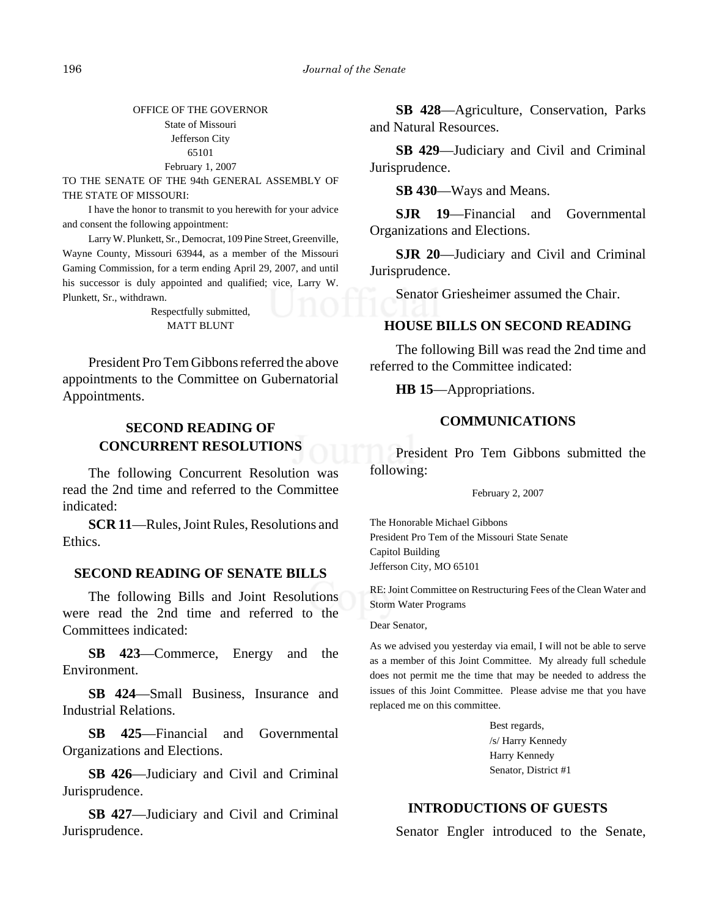OFFICE OF THE GOVERNOR
State of Missouri
Jefferson City
65101
February 1, 2007

TO THE SENATE OF THE 94th GENERAL ASSEMBLY OF THE STATE OF MISSOURI:

I have the honor to transmit to you herewith for your advice and consent the following appointment:

Larry W. Plunkett, Sr., Democrat, 109 Pine Street, Greenville, Wayne County, Missouri 63944, as a member of the Missouri Gaming Commission, for a term ending April 29, 2007, and until his successor is duly appointed and qualified; vice, Larry W. Plunkett, Sr., withdrawn.

Respectfully submitted,
MATT BLUNT

President Pro Tem Gibbons referred the above appointments to the Committee on Gubernatorial Appointments.

## SECOND READING OF CONCURRENT RESOLUTIONS

The following Concurrent Resolution was read the 2nd time and referred to the Committee indicated:

**SCR 11**—Rules, Joint Rules, Resolutions and Ethics.

## SECOND READING OF SENATE BILLS

The following Bills and Joint Resolutions were read the 2nd time and referred to the Committees indicated:

**SB 423**—Commerce, Energy and the Environment.

**SB 424**—Small Business, Insurance and Industrial Relations.

**SB 425**—Financial and Governmental Organizations and Elections.

**SB 426**—Judiciary and Civil and Criminal Jurisprudence.

**SB 427**—Judiciary and Civil and Criminal Jurisprudence.

**SB 428**—Agriculture, Conservation, Parks and Natural Resources.

**SB 429**—Judiciary and Civil and Criminal Jurisprudence.

**SB 430**—Ways and Means.

**SJR 19**—Financial and Governmental Organizations and Elections.

**SJR 20**—Judiciary and Civil and Criminal Jurisprudence.

Senator Griesheimer assumed the Chair.

## HOUSE BILLS ON SECOND READING

The following Bill was read the 2nd time and referred to the Committee indicated:

**HB 15**—Appropriations.

## COMMUNICATIONS

President Pro Tem Gibbons submitted the following:

February 2, 2007

The Honorable Michael Gibbons
President Pro Tem of the Missouri State Senate
Capitol Building
Jefferson City, MO 65101

RE: Joint Committee on Restructuring Fees of the Clean Water and Storm Water Programs

Dear Senator,

As we advised you yesterday via email, I will not be able to serve as a member of this Joint Committee. My already full schedule does not permit me the time that may be needed to address the issues of this Joint Committee. Please advise me that you have replaced me on this committee.

Best regards,
/s/ Harry Kennedy
Harry Kennedy
Senator, District #1

## INTRODUCTIONS OF GUESTS

Senator Engler introduced to the Senate,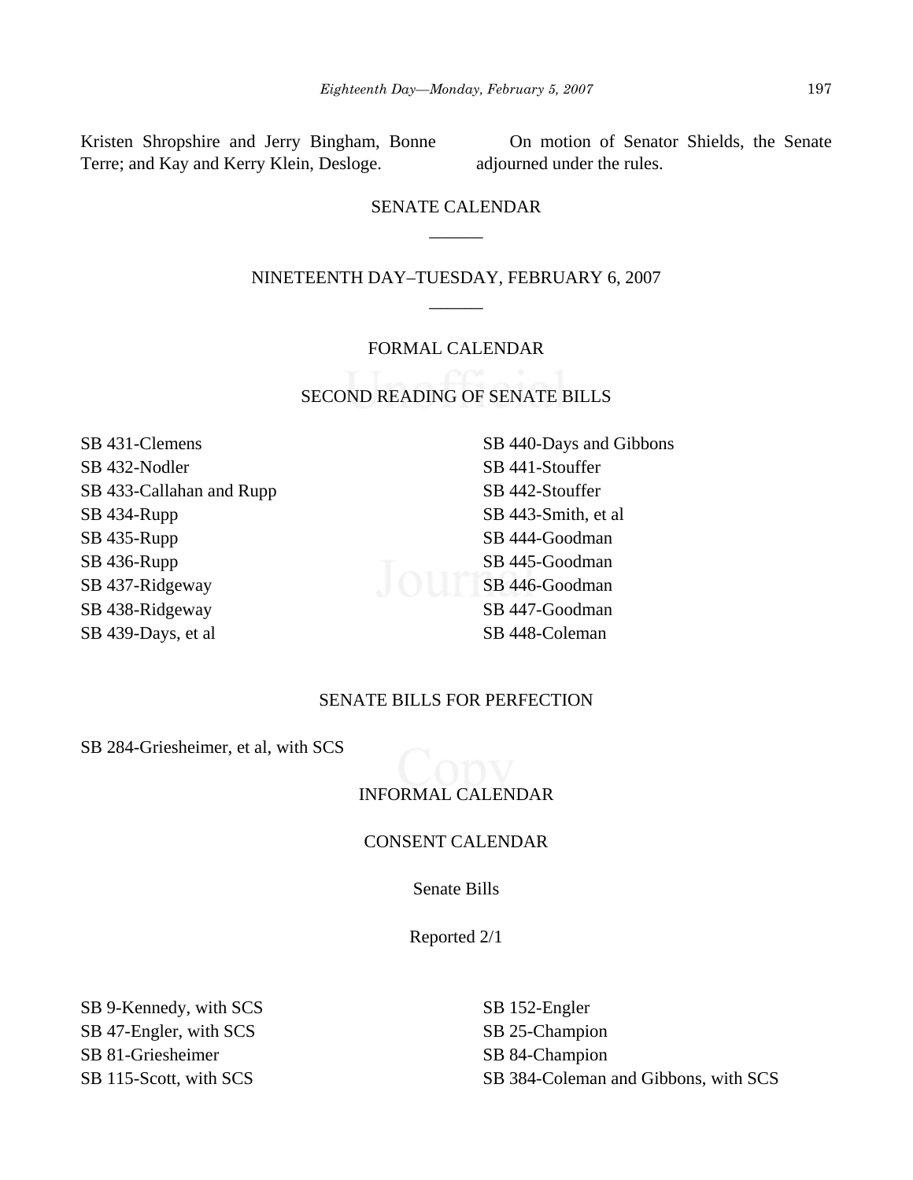Kristen Shropshire and Jerry Bingham, Bonne Terre; and Kay and Kerry Klein, Desloge.

On motion of Senator Shields, the Senate adjourned under the rules.

## SENATE CALENDAR

______

## NINETEENTH DAY–TUESDAY, FEBRUARY 6, 2007

______

### FORMAL CALENDAR

### SECOND READING OF SENATE BILLS

SB 431-Clemens
SB 432-Nodler
SB 433-Callahan and Rupp
SB 434-Rupp
SB 435-Rupp
SB 436-Rupp
SB 437-Ridgeway
SB 438-Ridgeway
SB 439-Days, et al
SB 440-Days and Gibbons
SB 441-Stouffer
SB 442-Stouffer
SB 443-Smith, et al
SB 444-Goodman
SB 445-Goodman
SB 446-Goodman
SB 447-Goodman
SB 448-Coleman

### SENATE BILLS FOR PERFECTION

SB 284-Griesheimer, et al, with SCS

### INFORMAL CALENDAR

### CONSENT CALENDAR

Senate Bills

Reported 2/1

SB 9-Kennedy, with SCS
SB 47-Engler, with SCS
SB 81-Griesheimer
SB 115-Scott, with SCS
SB 152-Engler
SB 25-Champion
SB 84-Champion
SB 384-Coleman and Gibbons, with SCS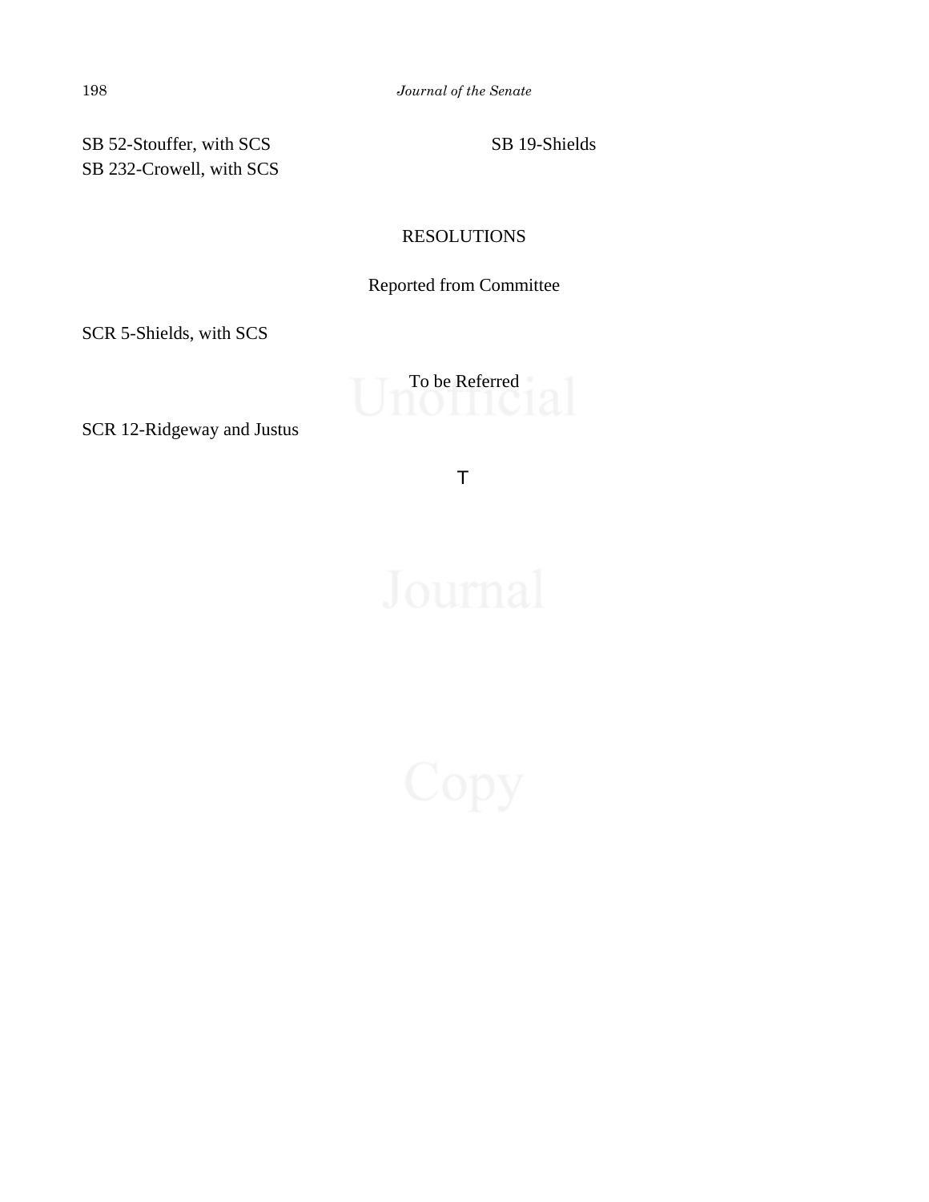SB 52-Stouffer, with SCS
SB 232-Crowell, with SCS
SB 19-Shields

RESOLUTIONS

Reported from Committee

SCR 5-Shields, with SCS

To be Referred

SCR 12-Ridgeway and Justus

T